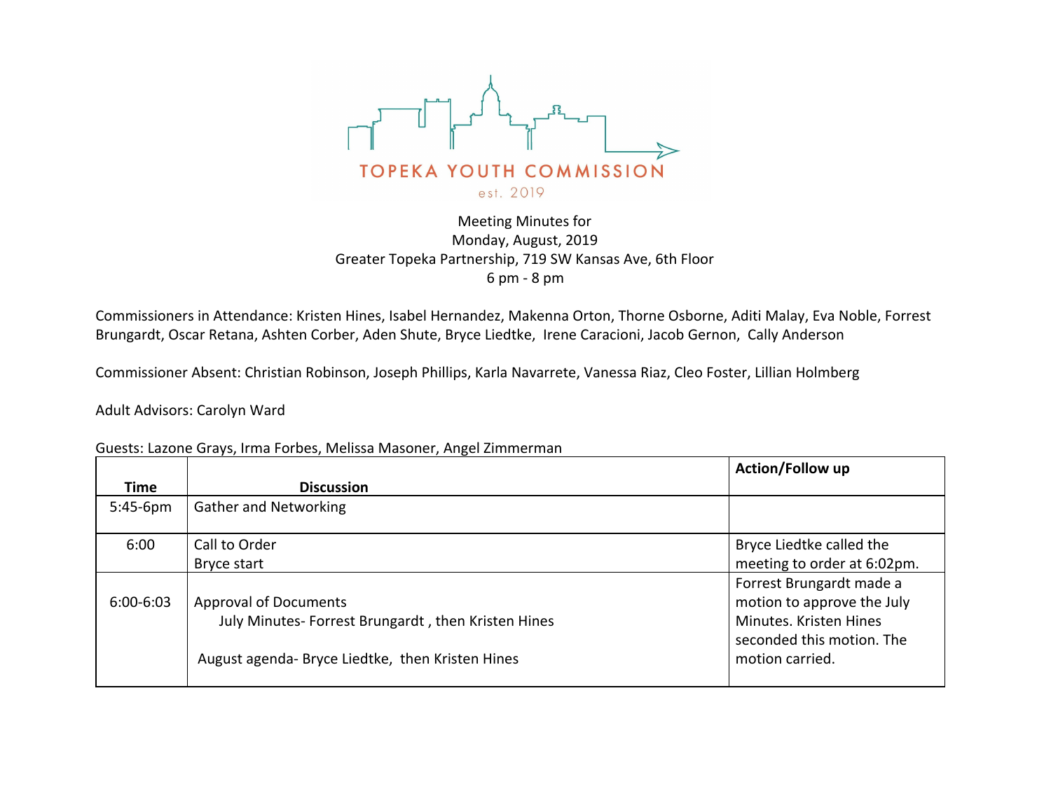TOPEKA YOUTH COMMISSION

est. 2019

Meeting Minutes for
Monday, August, 2019
Greater Topeka Partnership, 719 SW Kansas Ave, 6th Floor
6 pm - 8 pm

Commissioners in Attendance: Kristen Hines, Isabel Hernandez, Makenna Orton, Thorne Osborne, Aditi Malay, Eva Noble, Forrest Brungardt, Oscar Retana, Ashten Corber, Aden Shute, Bryce Liedtke, Irene Caracioni, Jacob Gernon, Cally Anderson

Commissioner Absent: Christian Robinson, Joseph Phillips, Karla Navarrete, Vanessa Riaz, Cleo Foster, Lillian Holmberg

Adult Advisors: Carolyn Ward

Guests: Lazone Grays, Irma Forbes, Melissa Masoner, Angel Zimmerman

| Time | Discussion | Action/Follow up |
|---|---|---|
| 5:45-6pm | Gather and Networking | |
| 6:00 | Call to Order<br>Bryce start | Bryce Liedtke called the meeting to order at 6:02pm. |
| 6:00-6:03 | Approval of Documents<br>July Minutes- Forrest Brungardt , then Kristen Hines<br><br>August agenda- Bryce Liedtke, then Kristen Hines | Forrest Brungardt made a motion to approve the July Minutes. Kristen Hines seconded this motion. The motion carried. |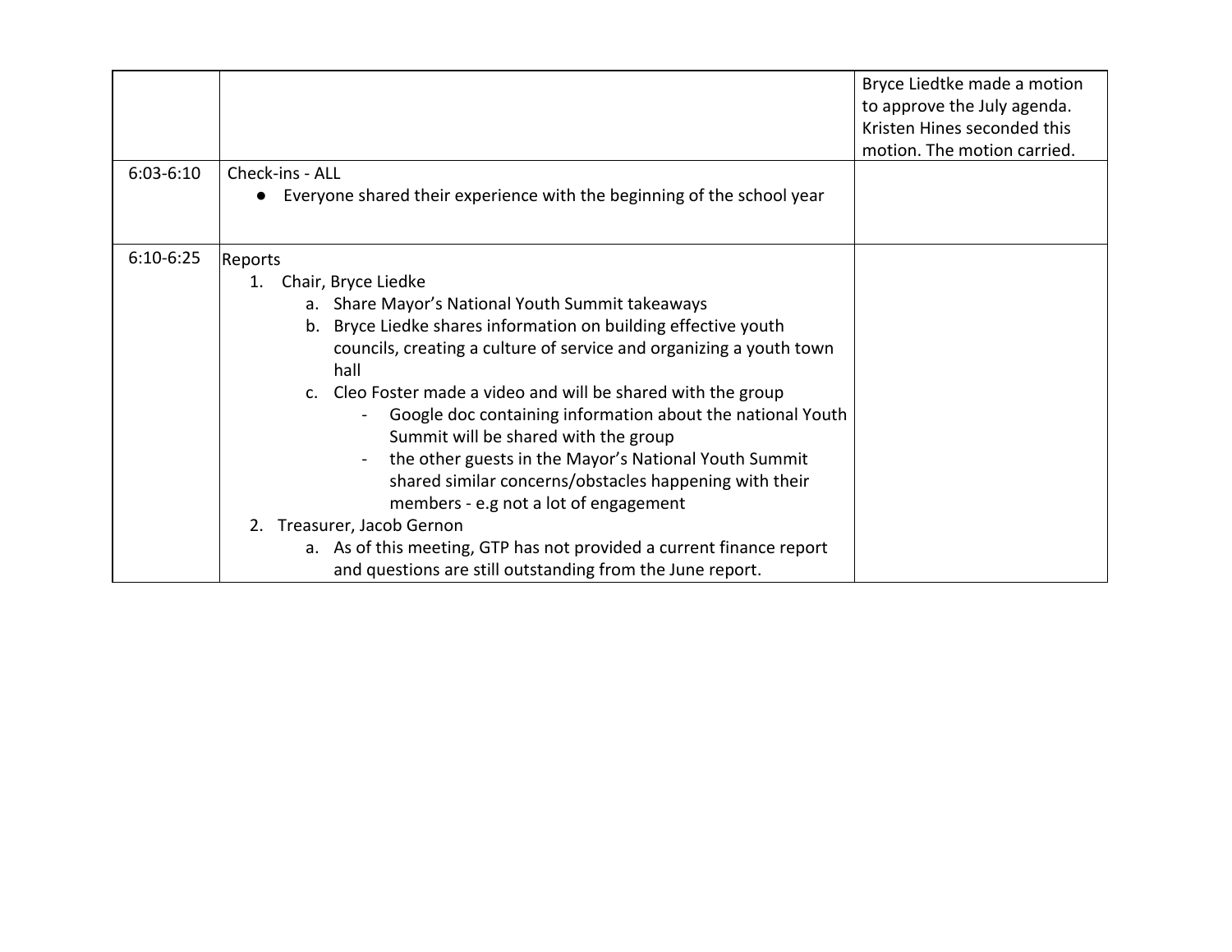| | | |
|---|---|---|
| | | Bryce Liedtke made a motion to approve the July agenda. Kristen Hines seconded this motion. The motion carried. |
| 6:03-6:10 | Check-ins - ALL<br>● Everyone shared their experience with the beginning of the school year | |
| 6:10-6:25 | Reports<br>1. Chair, Bryce Liedke<br>&nbsp;&nbsp;&nbsp;&nbsp;a. Share Mayor's National Youth Summit takeaways<br>&nbsp;&nbsp;&nbsp;&nbsp;b. Bryce Liedke shares information on building effective youth councils, creating a culture of service and organizing a youth town hall<br>&nbsp;&nbsp;&nbsp;&nbsp;c. Cleo Foster made a video and will be shared with the group<br>&nbsp;&nbsp;&nbsp;&nbsp;&nbsp;&nbsp;&nbsp;&nbsp;- Google doc containing information about the national Youth Summit will be shared with the group<br>&nbsp;&nbsp;&nbsp;&nbsp;&nbsp;&nbsp;&nbsp;&nbsp;- the other guests in the Mayor's National Youth Summit shared similar concerns/obstacles happening with their members - e.g not a lot of engagement<br>2. Treasurer, Jacob Gernon<br>&nbsp;&nbsp;&nbsp;&nbsp;a. As of this meeting, GTP has not provided a current finance report and questions are still outstanding from the June report. | |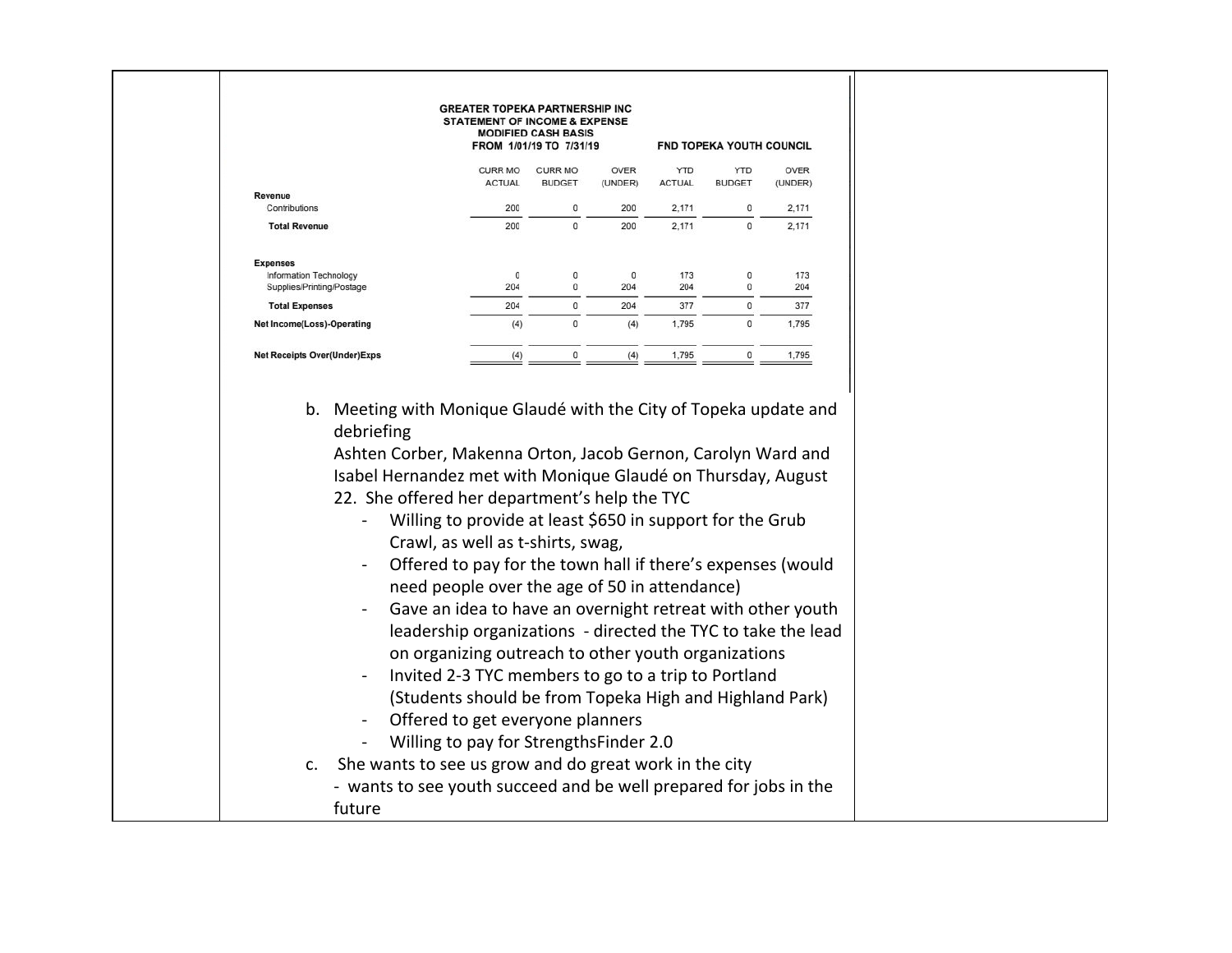**GREATER TOPEKA PARTNERSHIP INC**
**STATEMENT OF INCOME & EXPENSE**
**MODIFIED CASH BASIS**
**FROM 1/01/19 TO 7/31/19**

**FND TOPEKA YOUTH COUNCIL**

| | CURR MO ACTUAL | CURR MO BUDGET | OVER (UNDER) | YTD ACTUAL | YTD BUDGET | OVER (UNDER) |
|---|---|---|---|---|---|---|
| **Revenue** | | | | | | |
| Contributions | 200 | 0 | 200 | 2,171 | 0 | 2,171 |
| **Total Revenue** | 200 | 0 | 200 | 2,171 | 0 | 2,171 |
| **Expenses** | | | | | | |
| Information Technology | 0 | 0 | 0 | 173 | 0 | 173 |
| Supplies/Printing/Postage | 204 | 0 | 204 | 204 | 0 | 204 |
| **Total Expenses** | 204 | 0 | 204 | 377 | 0 | 377 |
| **Net Income(Loss)-Operating** | (4) | 0 | (4) | 1,795 | 0 | 1,795 |
| **Net Receipts Over(Under)Exps** | (4) | 0 | (4) | 1,795 | 0 | 1,795 |

b. Meeting with Monique Glaudé with the City of Topeka update and debriefing
Ashten Corber, Makenna Orton, Jacob Gernon, Carolyn Ward and Isabel Hernandez met with Monique Glaudé on Thursday, August 22. She offered her department's help the TYC
- Willing to provide at least $650 in support for the Grub Crawl, as well as t-shirts, swag,
- Offered to pay for the town hall if there's expenses (would need people over the age of 50 in attendance)
- Gave an idea to have an overnight retreat with other youth leadership organizations - directed the TYC to take the lead on organizing outreach to other youth organizations
- Invited 2-3 TYC members to go to a trip to Portland (Students should be from Topeka High and Highland Park)
- Offered to get everyone planners
- Willing to pay for StrengthsFinder 2.0

c. She wants to see us grow and do great work in the city
- wants to see youth succeed and be well prepared for jobs in the future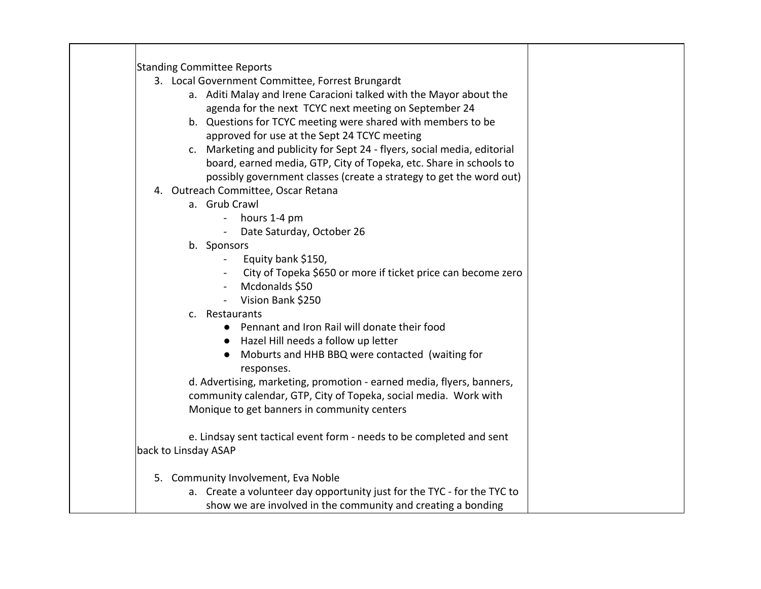| | Standing Committee Reports<br>3. Local Government Committee, Forrest Brungardt<br>a. Aditi Malay and Irene Caracioni talked with the Mayor about the agenda for the next TCYC next meeting on September 24<br>b. Questions for TCYC meeting were shared with members to be approved for use at the Sept 24 TCYC meeting<br>c. Marketing and publicity for Sept 24 - flyers, social media, editorial board, earned media, GTP, City of Topeka, etc. Share in schools to possibly government classes (create a strategy to get the word out)<br>4. Outreach Committee, Oscar Retana<br>a. Grub Crawl<br>- hours 1-4 pm<br>- Date Saturday, October 26<br>b. Sponsors<br>- Equity bank $150,<br>- City of Topeka $650 or more if ticket price can become zero<br>- Mcdonalds $50<br>- Vision Bank $250<br>c. Restaurants<br>● Pennant and Iron Rail will donate their food<br>● Hazel Hill needs a follow up letter<br>● Moburts and HHB BBQ were contacted (waiting for responses.<br>d. Advertising, marketing, promotion - earned media, flyers, banners, community calendar, GTP, City of Topeka, social media. Work with Monique to get banners in community centers<br><br>e. Lindsay sent tactical event form - needs to be completed and sent back to Linsday ASAP<br><br>5. Community Involvement, Eva Noble<br>a. Create a volunteer day opportunity just for the TYC - for the TYC to show we are involved in the community and creating a bonding | |
|---|---|---|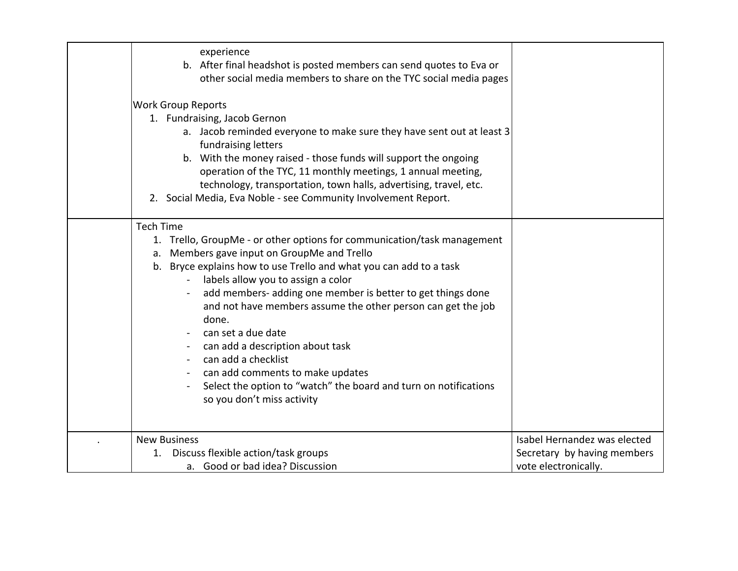| | | |
|---|---|---|
| | experience<br>b. After final headshot is posted members can send quotes to Eva or other social media members to share on the TYC social media pages<br><br>Work Group Reports<br>1. Fundraising, Jacob Gernon<br>a. Jacob reminded everyone to make sure they have sent out at least 3 fundraising letters<br>b. With the money raised - those funds will support the ongoing operation of the TYC, 11 monthly meetings, 1 annual meeting, technology, transportation, town halls, advertising, travel, etc.<br>2. Social Media, Eva Noble - see Community Involvement Report. | |
| | Tech Time<br>1. Trello, GroupMe - or other options for communication/task management<br>a. Members gave input on GroupMe and Trello<br>b. Bryce explains how to use Trello and what you can add to a task<br>- labels allow you to assign a color<br>- add members- adding one member is better to get things done and not have members assume the other person can get the job done.<br>- can set a due date<br>- can add a description about task<br>- can add a checklist<br>- can add comments to make updates<br>- Select the option to "watch" the board and turn on notifications so you don't miss activity | |
| . | New Business<br>1. Discuss flexible action/task groups<br>a. Good or bad idea? Discussion | Isabel Hernandez was elected Secretary by having members vote electronically. |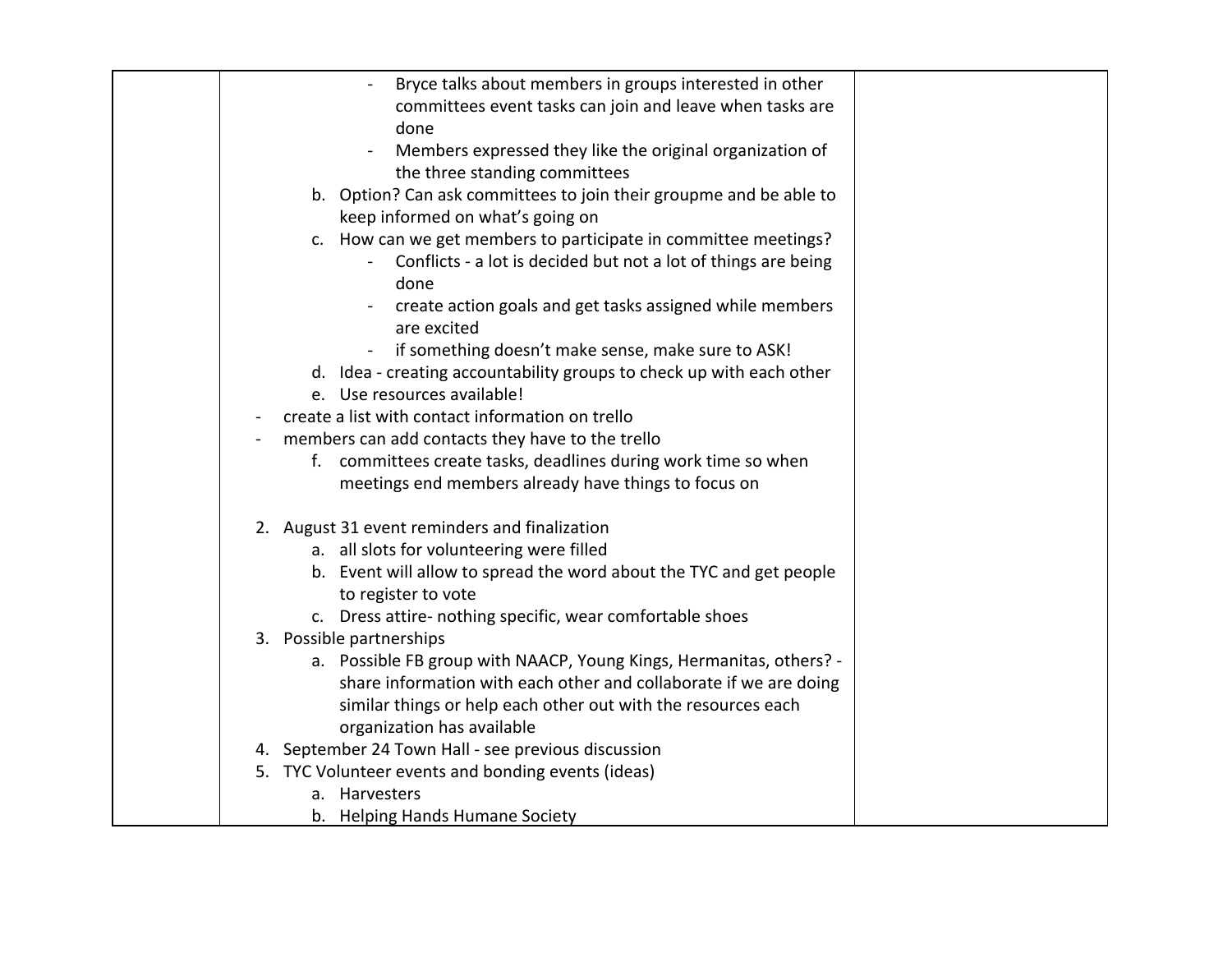| | | |
|---|---|---|
| | - Bryce talks about members in groups interested in other committees event tasks can join and leave when tasks are done<br>- Members expressed they like the original organization of the three standing committees<br>b. Option? Can ask committees to join their groupme and be able to keep informed on what's going on<br>c. How can we get members to participate in committee meetings?<br>- Conflicts - a lot is decided but not a lot of things are being done<br>- create action goals and get tasks assigned while members are excited<br>- if something doesn't make sense, make sure to ASK!<br>d. Idea - creating accountability groups to check up with each other<br>e. Use resources available!<br>- create a list with contact information on trello<br>- members can add contacts they have to the trello<br>f. committees create tasks, deadlines during work time so when meetings end members already have things to focus on<br><br>2. August 31 event reminders and finalization<br>a. all slots for volunteering were filled<br>b. Event will allow to spread the word about the TYC and get people to register to vote<br>c. Dress attire- nothing specific, wear comfortable shoes<br>3. Possible partnerships<br>a. Possible FB group with NAACP, Young Kings, Hermanitas, others? - share information with each other and collaborate if we are doing similar things or help each other out with the resources each organization has available<br>4. September 24 Town Hall - see previous discussion<br>5. TYC Volunteer events and bonding events (ideas)<br>a. Harvesters<br>b. Helping Hands Humane Society | |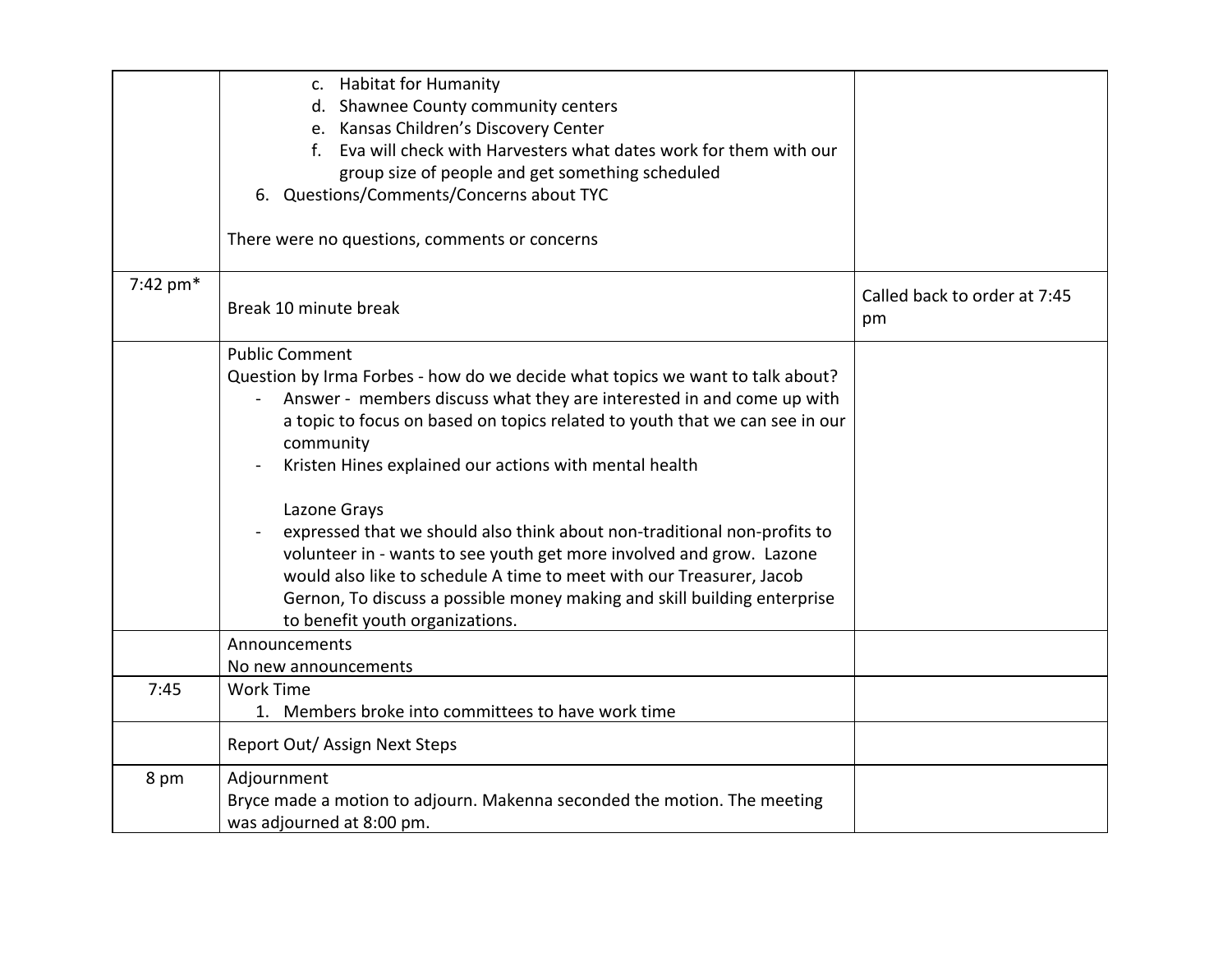| | | |
|---|---|---|
| | c. Habitat for Humanity<br>d. Shawnee County community centers<br>e. Kansas Children's Discovery Center<br>f. Eva will check with Harvesters what dates work for them with our group size of people and get something scheduled<br>6. Questions/Comments/Concerns about TYC<br><br>There were no questions, comments or concerns | |
| 7:42 pm* | Break 10 minute break | Called back to order at 7:45 pm |
| | Public Comment<br>Question by Irma Forbes - how do we decide what topics we want to talk about?<br>- Answer - members discuss what they are interested in and come up with a topic to focus on based on topics related to youth that we can see in our community<br>- Kristen Hines explained our actions with mental health<br><br>Lazone Grays<br>- expressed that we should also think about non-traditional non-profits to volunteer in - wants to see youth get more involved and grow. Lazone would also like to schedule A time to meet with our Treasurer, Jacob Gernon, To discuss a possible money making and skill building enterprise to benefit youth organizations. | |
| | Announcements<br>No new announcements | |
| 7:45 | Work Time<br>1. Members broke into committees to have work time | |
| | Report Out/ Assign Next Steps | |
| 8 pm | Adjournment<br>Bryce made a motion to adjourn. Makenna seconded the motion. The meeting was adjourned at 8:00 pm. | |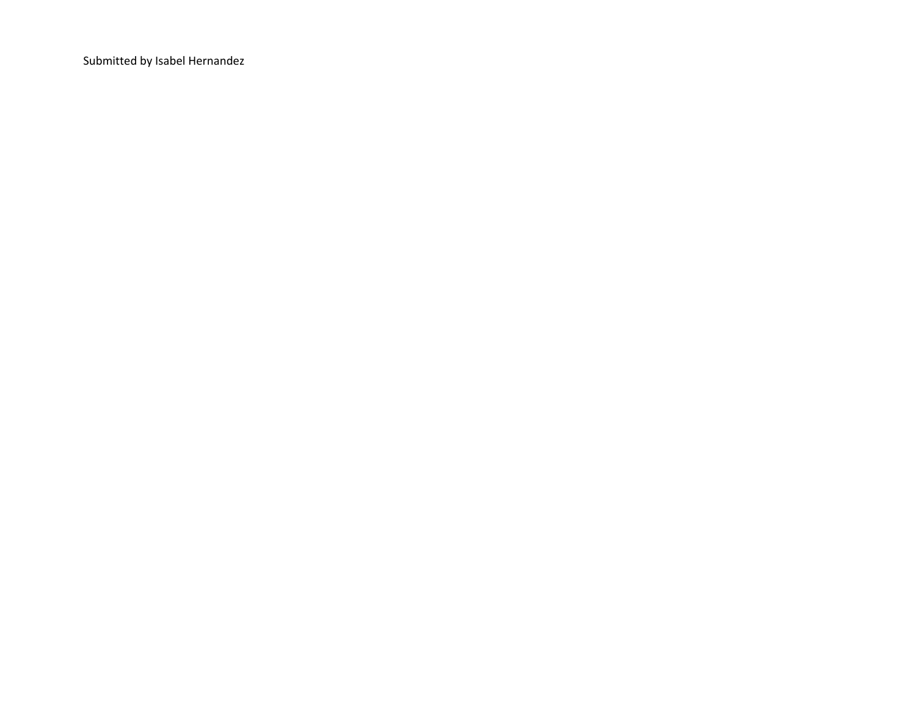Submitted by Isabel Hernandez